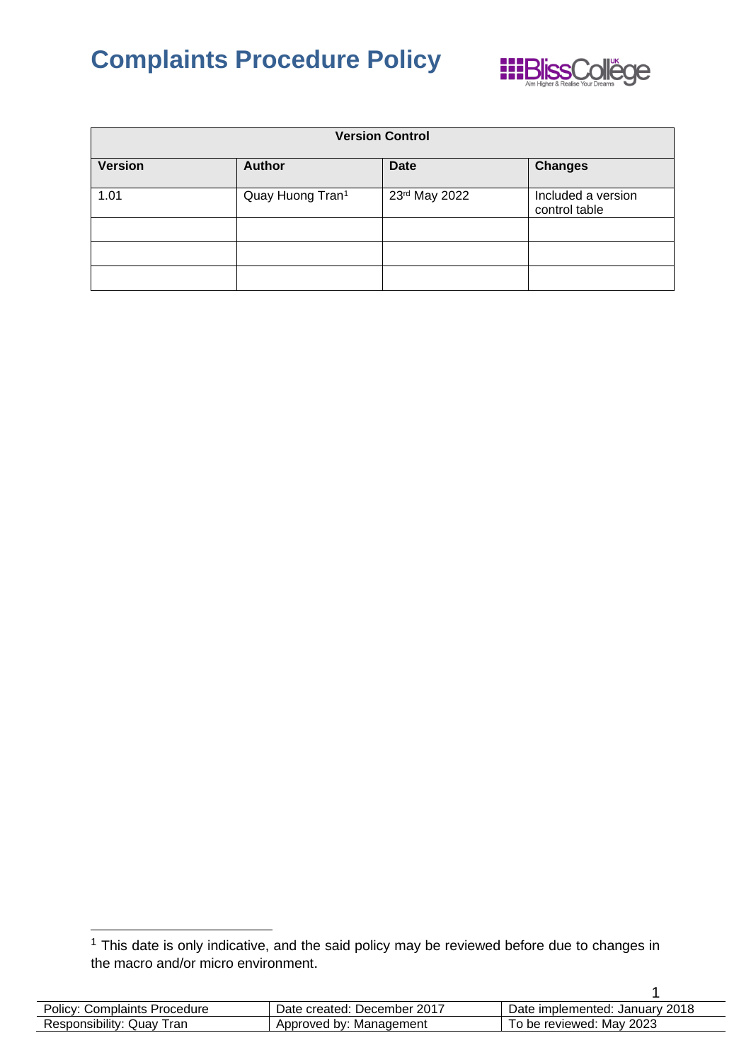# Complaints Procedure Policy

| Version Control | | | |
|---|---|---|---|
| **Version** | **Author** | **Date** | **Changes** |
| 1.01 | Quay Huong Tran[1] | 23rd May 2022 | Included a version control table |
| | | | |
| | | | |
| | | | |

[1] This date is only indicative, and the said policy may be reviewed before due to changes in the macro and/or micro environment.

| Policy: Complaints Procedure | Date created: December 2017 | Date implemented: January 2018 |
|---|---|---|
| Responsibility: Quay Tran | Approved by: Management | To be reviewed: May 2023 |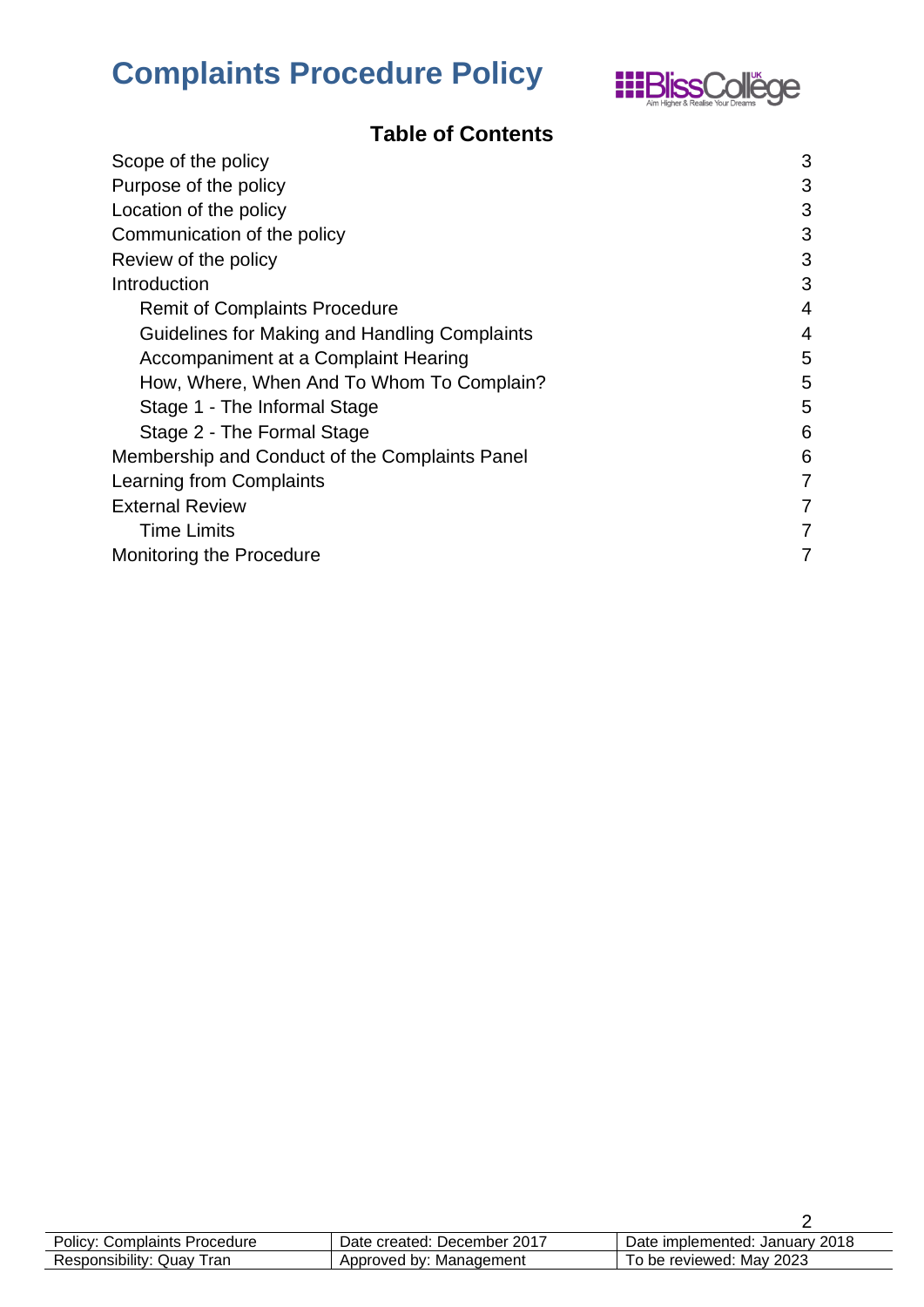# Complaints Procedure Policy

## Table of Contents

| | |
|---|---|
| Scope of the policy | 3 |
| Purpose of the policy | 3 |
| Location of the policy | 3 |
| Communication of the policy | 3 |
| Review of the policy | 3 |
| Introduction | 3 |
| Remit of Complaints Procedure | 4 |
| Guidelines for Making and Handling Complaints | 4 |
| Accompaniment at a Complaint Hearing | 5 |
| How, Where, When And To Whom To Complain? | 5 |
| Stage 1 - The Informal Stage | 5 |
| Stage 2 - The Formal Stage | 6 |
| Membership and Conduct of the Complaints Panel | 6 |
| Learning from Complaints | 7 |
| External Review | 7 |
| Time Limits | 7 |
| Monitoring the Procedure | 7 |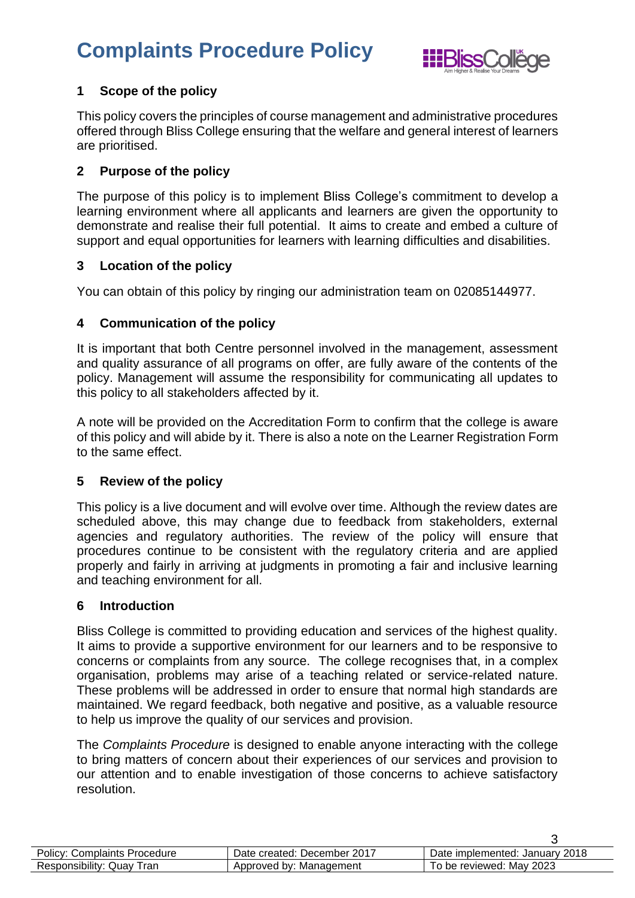# Complaints Procedure Policy

## 1 Scope of the policy

This policy covers the principles of course management and administrative procedures offered through Bliss College ensuring that the welfare and general interest of learners are prioritised.

## 2 Purpose of the policy

The purpose of this policy is to implement Bliss College's commitment to develop a learning environment where all applicants and learners are given the opportunity to demonstrate and realise their full potential. It aims to create and embed a culture of support and equal opportunities for learners with learning difficulties and disabilities.

## 3 Location of the policy

You can obtain of this policy by ringing our administration team on 02085144977.

## 4 Communication of the policy

It is important that both Centre personnel involved in the management, assessment and quality assurance of all programs on offer, are fully aware of the contents of the policy. Management will assume the responsibility for communicating all updates to this policy to all stakeholders affected by it.

A note will be provided on the Accreditation Form to confirm that the college is aware of this policy and will abide by it. There is also a note on the Learner Registration Form to the same effect.

## 5 Review of the policy

This policy is a live document and will evolve over time. Although the review dates are scheduled above, this may change due to feedback from stakeholders, external agencies and regulatory authorities. The review of the policy will ensure that procedures continue to be consistent with the regulatory criteria and are applied properly and fairly in arriving at judgments in promoting a fair and inclusive learning and teaching environment for all.

## 6 Introduction

Bliss College is committed to providing education and services of the highest quality. It aims to provide a supportive environment for our learners and to be responsive to concerns or complaints from any source. The college recognises that, in a complex organisation, problems may arise of a teaching related or service-related nature. These problems will be addressed in order to ensure that normal high standards are maintained. We regard feedback, both negative and positive, as a valuable resource to help us improve the quality of our services and provision.

The *Complaints Procedure* is designed to enable anyone interacting with the college to bring matters of concern about their experiences of our services and provision to our attention and to enable investigation of those concerns to achieve satisfactory resolution.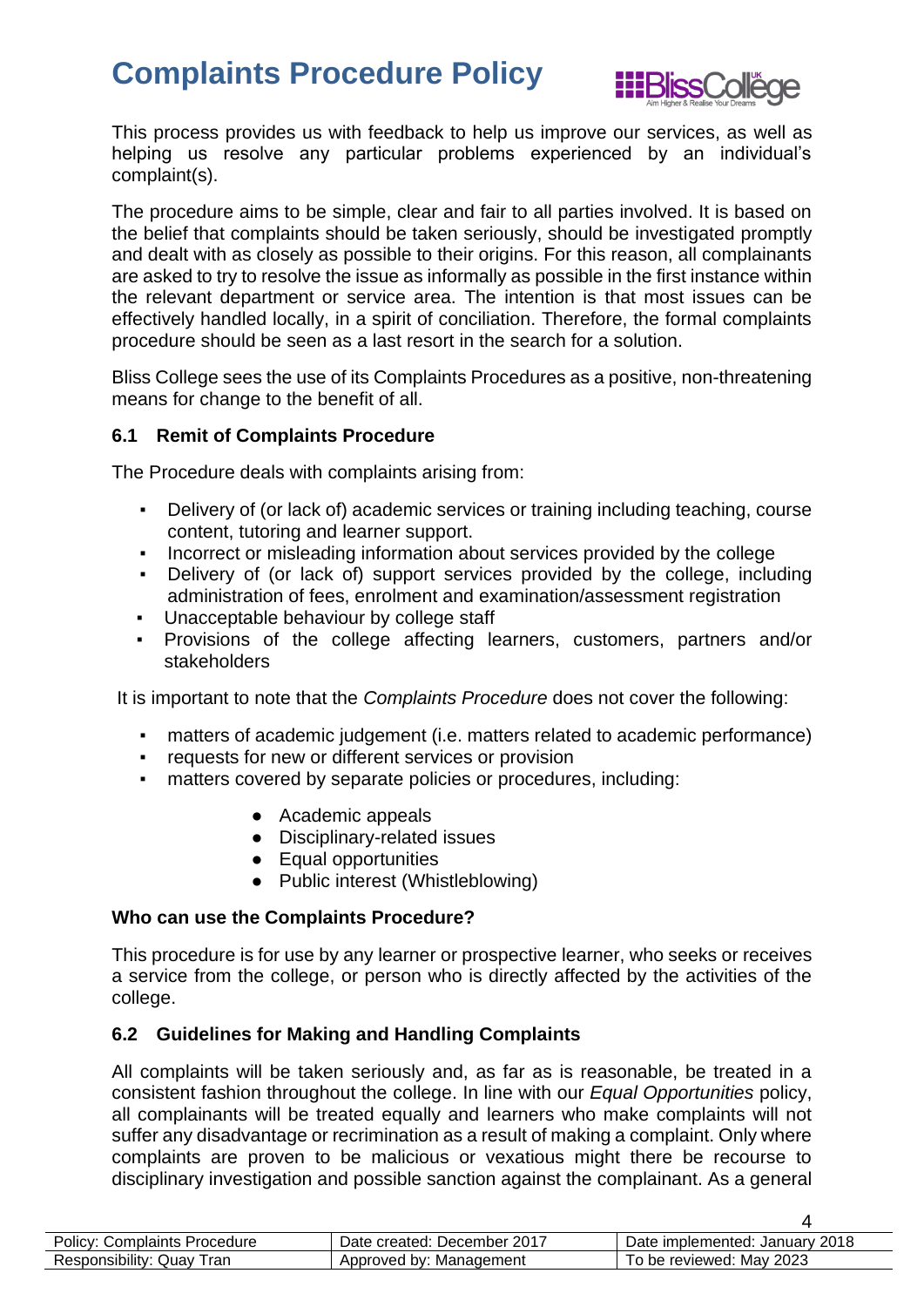# Complaints Procedure Policy

This process provides us with feedback to help us improve our services, as well as helping us resolve any particular problems experienced by an individual's complaint(s).

The procedure aims to be simple, clear and fair to all parties involved. It is based on the belief that complaints should be taken seriously, should be investigated promptly and dealt with as closely as possible to their origins. For this reason, all complainants are asked to try to resolve the issue as informally as possible in the first instance within the relevant department or service area. The intention is that most issues can be effectively handled locally, in a spirit of conciliation. Therefore, the formal complaints procedure should be seen as a last resort in the search for a solution.

Bliss College sees the use of its Complaints Procedures as a positive, non-threatening means for change to the benefit of all.

### 6.1 Remit of Complaints Procedure

The Procedure deals with complaints arising from:

- Delivery of (or lack of) academic services or training including teaching, course content, tutoring and learner support.
- Incorrect or misleading information about services provided by the college
- Delivery of (or lack of) support services provided by the college, including administration of fees, enrolment and examination/assessment registration
- Unacceptable behaviour by college staff
- Provisions of the college affecting learners, customers, partners and/or stakeholders

It is important to note that the *Complaints Procedure* does not cover the following:

- matters of academic judgement (i.e. matters related to academic performance)
- requests for new or different services or provision
- matters covered by separate policies or procedures, including:
  - Academic appeals
  - Disciplinary-related issues
  - Equal opportunities
  - Public interest (Whistleblowing)

### Who can use the Complaints Procedure?

This procedure is for use by any learner or prospective learner, who seeks or receives a service from the college, or person who is directly affected by the activities of the college.

### 6.2 Guidelines for Making and Handling Complaints

All complaints will be taken seriously and, as far as is reasonable, be treated in a consistent fashion throughout the college. In line with our *Equal Opportunities* policy, all complainants will be treated equally and learners who make complaints will not suffer any disadvantage or recrimination as a result of making a complaint. Only where complaints are proven to be malicious or vexatious might there be recourse to disciplinary investigation and possible sanction against the complainant. As a general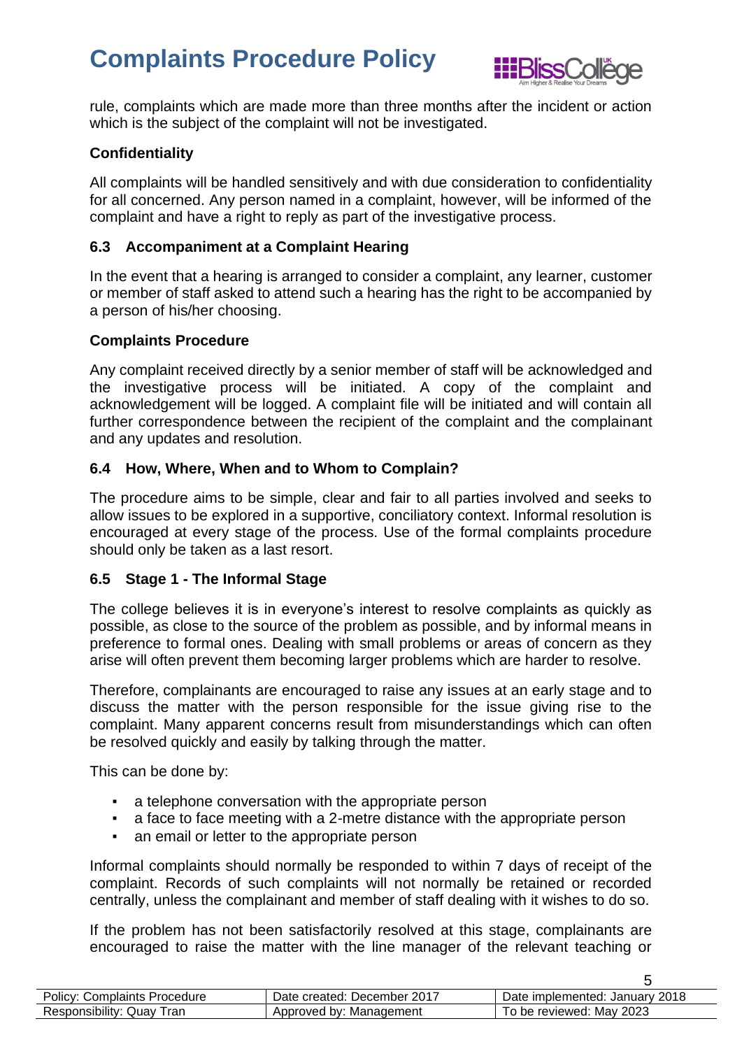rule, complaints which are made more than three months after the incident or action which is the subject of the complaint will not be investigated.

### Confidentiality

All complaints will be handled sensitively and with due consideration to confidentiality for all concerned. Any person named in a complaint, however, will be informed of the complaint and have a right to reply as part of the investigative process.

### 6.3 Accompaniment at a Complaint Hearing

In the event that a hearing is arranged to consider a complaint, any learner, customer or member of staff asked to attend such a hearing has the right to be accompanied by a person of his/her choosing.

### Complaints Procedure

Any complaint received directly by a senior member of staff will be acknowledged and the investigative process will be initiated. A copy of the complaint and acknowledgement will be logged. A complaint file will be initiated and will contain all further correspondence between the recipient of the complaint and the complainant and any updates and resolution.

### 6.4 How, Where, When and to Whom to Complain?

The procedure aims to be simple, clear and fair to all parties involved and seeks to allow issues to be explored in a supportive, conciliatory context. Informal resolution is encouraged at every stage of the process. Use of the formal complaints procedure should only be taken as a last resort.

### 6.5 Stage 1 - The Informal Stage

The college believes it is in everyone's interest to resolve complaints as quickly as possible, as close to the source of the problem as possible, and by informal means in preference to formal ones. Dealing with small problems or areas of concern as they arise will often prevent them becoming larger problems which are harder to resolve.

Therefore, complainants are encouraged to raise any issues at an early stage and to discuss the matter with the person responsible for the issue giving rise to the complaint. Many apparent concerns result from misunderstandings which can often be resolved quickly and easily by talking through the matter.

This can be done by:

- a telephone conversation with the appropriate person
- a face to face meeting with a 2-metre distance with the appropriate person
- an email or letter to the appropriate person

Informal complaints should normally be responded to within 7 days of receipt of the complaint. Records of such complaints will not normally be retained or recorded centrally, unless the complainant and member of staff dealing with it wishes to do so.

If the problem has not been satisfactorily resolved at this stage, complainants are encouraged to raise the matter with the line manager of the relevant teaching or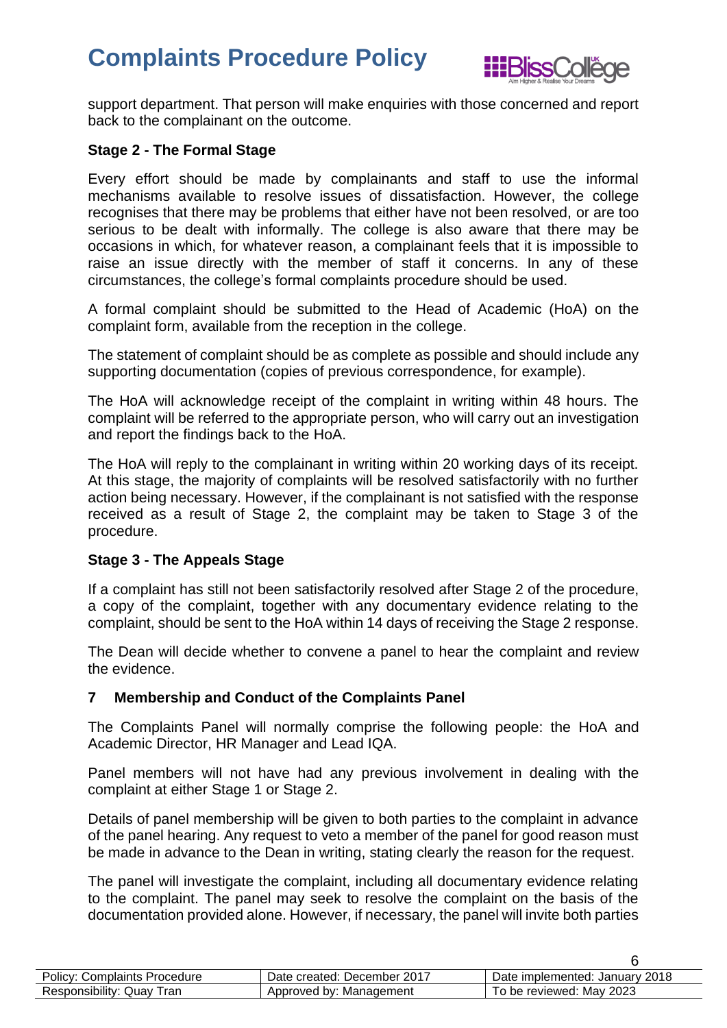support department. That person will make enquiries with those concerned and report back to the complainant on the outcome.

**Stage 2 - The Formal Stage**

Every effort should be made by complainants and staff to use the informal mechanisms available to resolve issues of dissatisfaction. However, the college recognises that there may be problems that either have not been resolved, or are too serious to be dealt with informally. The college is also aware that there may be occasions in which, for whatever reason, a complainant feels that it is impossible to raise an issue directly with the member of staff it concerns. In any of these circumstances, the college's formal complaints procedure should be used.

A formal complaint should be submitted to the Head of Academic (HoA) on the complaint form, available from the reception in the college.

The statement of complaint should be as complete as possible and should include any supporting documentation (copies of previous correspondence, for example).

The HoA will acknowledge receipt of the complaint in writing within 48 hours. The complaint will be referred to the appropriate person, who will carry out an investigation and report the findings back to the HoA.

The HoA will reply to the complainant in writing within 20 working days of its receipt. At this stage, the majority of complaints will be resolved satisfactorily with no further action being necessary. However, if the complainant is not satisfied with the response received as a result of Stage 2, the complaint may be taken to Stage 3 of the procedure.

**Stage 3 - The Appeals Stage**

If a complaint has still not been satisfactorily resolved after Stage 2 of the procedure, a copy of the complaint, together with any documentary evidence relating to the complaint, should be sent to the HoA within 14 days of receiving the Stage 2 response.

The Dean will decide whether to convene a panel to hear the complaint and review the evidence.

## 7 Membership and Conduct of the Complaints Panel

The Complaints Panel will normally comprise the following people: the HoA and Academic Director, HR Manager and Lead IQA.

Panel members will not have had any previous involvement in dealing with the complaint at either Stage 1 or Stage 2.

Details of panel membership will be given to both parties to the complaint in advance of the panel hearing. Any request to veto a member of the panel for good reason must be made in advance to the Dean in writing, stating clearly the reason for the request.

The panel will investigate the complaint, including all documentary evidence relating to the complaint. The panel may seek to resolve the complaint on the basis of the documentation provided alone. However, if necessary, the panel will invite both parties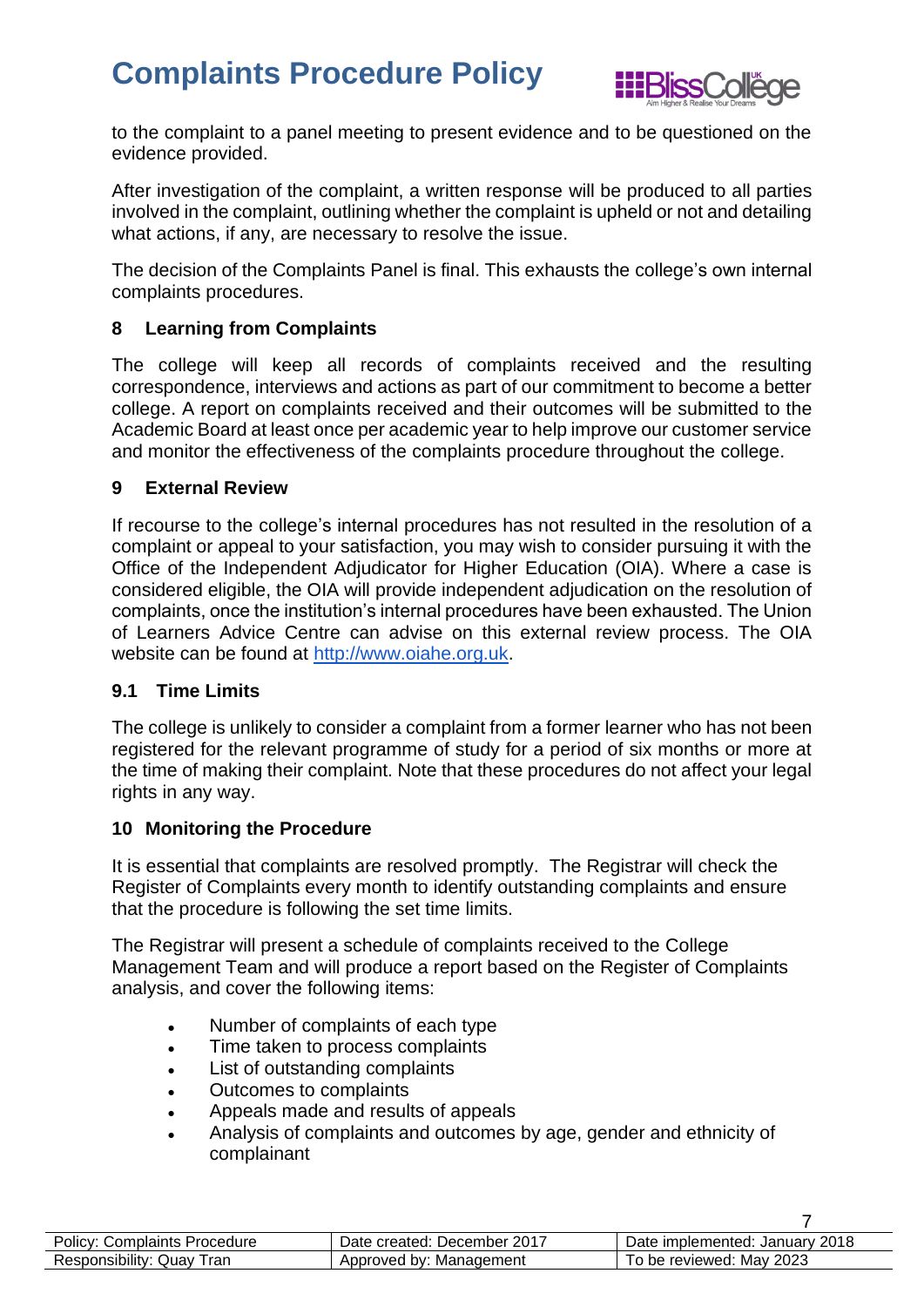to the complaint to a panel meeting to present evidence and to be questioned on the evidence provided.

After investigation of the complaint, a written response will be produced to all parties involved in the complaint, outlining whether the complaint is upheld or not and detailing what actions, if any, are necessary to resolve the issue.

The decision of the Complaints Panel is final. This exhausts the college's own internal complaints procedures.

## 8 Learning from Complaints

The college will keep all records of complaints received and the resulting correspondence, interviews and actions as part of our commitment to become a better college. A report on complaints received and their outcomes will be submitted to the Academic Board at least once per academic year to help improve our customer service and monitor the effectiveness of the complaints procedure throughout the college.

## 9 External Review

If recourse to the college's internal procedures has not resulted in the resolution of a complaint or appeal to your satisfaction, you may wish to consider pursuing it with the Office of the Independent Adjudicator for Higher Education (OIA). Where a case is considered eligible, the OIA will provide independent adjudication on the resolution of complaints, once the institution's internal procedures have been exhausted. The Union of Learners Advice Centre can advise on this external review process. The OIA website can be found at [http://www.oiahe.org.uk](http://www.oiahe.org.uk).

### 9.1 Time Limits

The college is unlikely to consider a complaint from a former learner who has not been registered for the relevant programme of study for a period of six months or more at the time of making their complaint. Note that these procedures do not affect your legal rights in any way.

## 10 Monitoring the Procedure

It is essential that complaints are resolved promptly. The Registrar will check the Register of Complaints every month to identify outstanding complaints and ensure that the procedure is following the set time limits.

The Registrar will present a schedule of complaints received to the College Management Team and will produce a report based on the Register of Complaints analysis, and cover the following items:

- Number of complaints of each type
- Time taken to process complaints
- List of outstanding complaints
- Outcomes to complaints
- Appeals made and results of appeals
- Analysis of complaints and outcomes by age, gender and ethnicity of complainant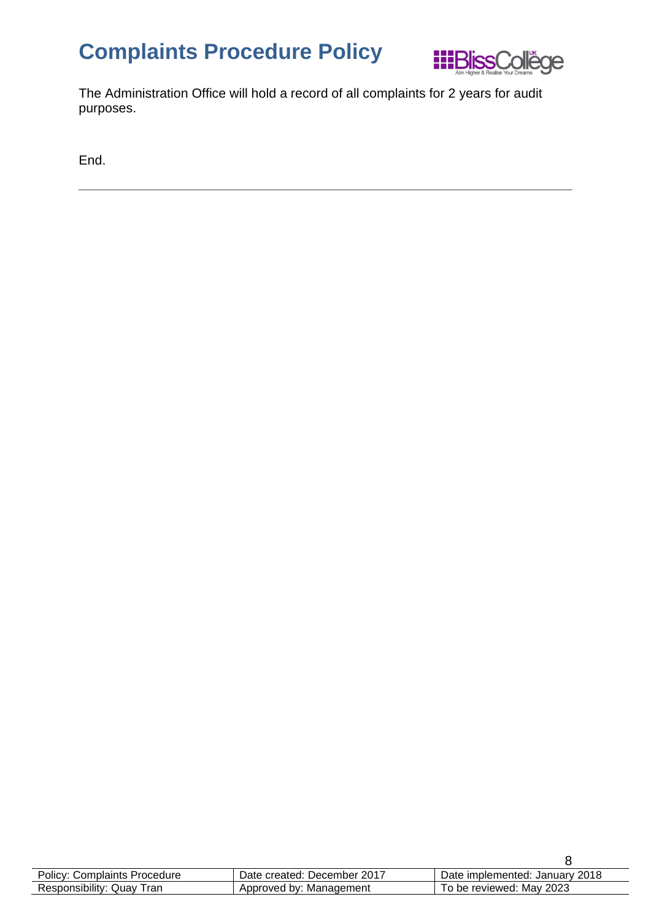The Administration Office will hold a record of all complaints for 2 years for audit purposes.

End.

---